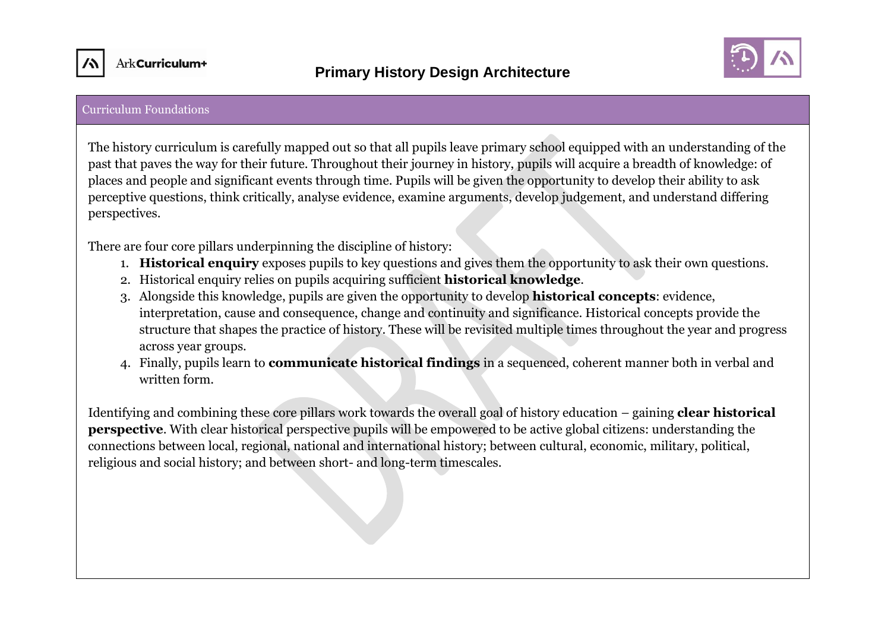# Primary History Design Architecture

## Curriculum Foundations

The history curriculum is carefully mapped out so that all pupils leave primary school equipped with an understanding of the past that paves the way for their future. Throughout their journey in history, pupils will acquire a breadth of knowledge: of places and people and significant events through time. Pupils will be given the opportunity to develop their ability to ask perceptive questions, think critically, analyse evidence, examine arguments, develop judgement, and understand differing perspectives.

There are four core pillars underpinning the discipline of history:

1. **Historical enquiry** exposes pupils to key questions and gives them the opportunity to ask their own questions.
2. Historical enquiry relies on pupils acquiring sufficient **historical knowledge**.
3. Alongside this knowledge, pupils are given the opportunity to develop **historical concepts**: evidence, interpretation, cause and consequence, change and continuity and significance. Historical concepts provide the structure that shapes the practice of history. These will be revisited multiple times throughout the year and progress across year groups.
4. Finally, pupils learn to **communicate historical findings** in a sequenced, coherent manner both in verbal and written form.

Identifying and combining these core pillars work towards the overall goal of history education – gaining **clear historical perspective**. With clear historical perspective pupils will be empowered to be active global citizens: understanding the connections between local, regional, national and international history; between cultural, economic, military, political, religious and social history; and between short- and long-term timescales.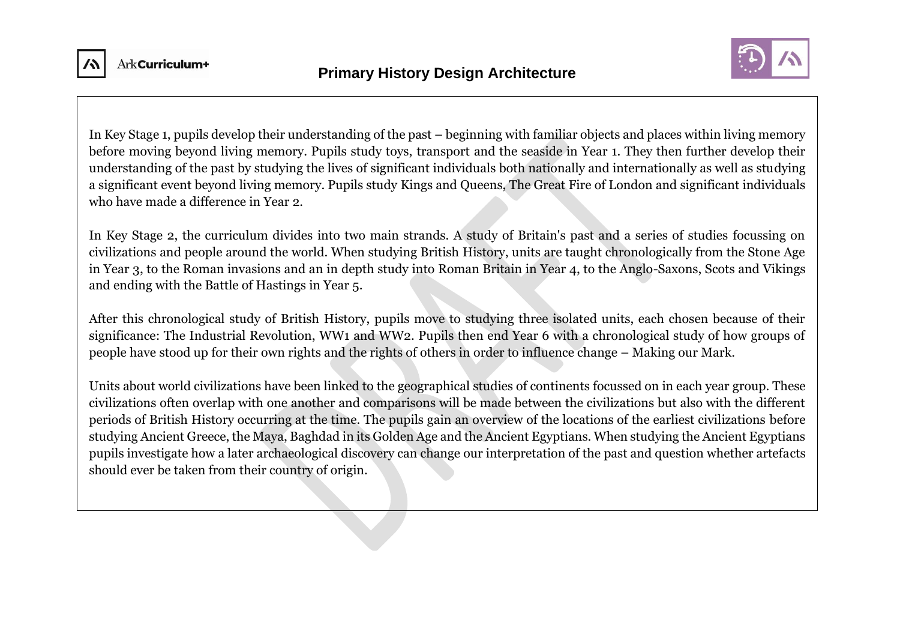In Key Stage 1, pupils develop their understanding of the past – beginning with familiar objects and places within living memory before moving beyond living memory. Pupils study toys, transport and the seaside in Year 1. They then further develop their understanding of the past by studying the lives of significant individuals both nationally and internationally as well as studying a significant event beyond living memory. Pupils study Kings and Queens, The Great Fire of London and significant individuals who have made a difference in Year 2.

In Key Stage 2, the curriculum divides into two main strands. A study of Britain's past and a series of studies focussing on civilizations and people around the world. When studying British History, units are taught chronologically from the Stone Age in Year 3, to the Roman invasions and an in depth study into Roman Britain in Year 4, to the Anglo-Saxons, Scots and Vikings and ending with the Battle of Hastings in Year 5.

After this chronological study of British History, pupils move to studying three isolated units, each chosen because of their significance: The Industrial Revolution, WW1 and WW2. Pupils then end Year 6 with a chronological study of how groups of people have stood up for their own rights and the rights of others in order to influence change – Making our Mark.

Units about world civilizations have been linked to the geographical studies of continents focussed on in each year group. These civilizations often overlap with one another and comparisons will be made between the civilizations but also with the different periods of British History occurring at the time. The pupils gain an overview of the locations of the earliest civilizations before studying Ancient Greece, the Maya, Baghdad in its Golden Age and the Ancient Egyptians. When studying the Ancient Egyptians pupils investigate how a later archaeological discovery can change our interpretation of the past and question whether artefacts should ever be taken from their country of origin.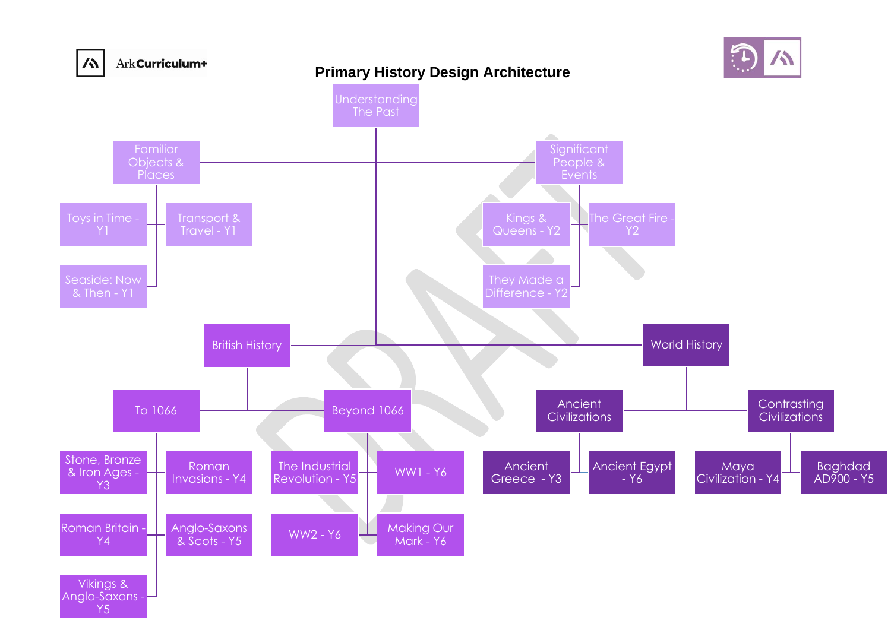# Primary History Design Architecture

- **Understanding The Past**
  - **Familiar Objects & Places**
    - Toys in Time - Y1
    - Transport & Travel - Y1
    - Seaside: Now & Then - Y1
  - **Significant People & Events**
    - Kings & Queens - Y2
    - The Great Fire - Y2
    - They Made a Difference - Y2
  - **British History**
    - **To 1066**
      - Stone, Bronze & Iron Ages - Y3
      - Roman Invasions - Y4
      - Roman Britain - Y4
      - Anglo-Saxons & Scots - Y5
      - Vikings & Anglo-Saxons - Y5
    - **Beyond 1066**
      - The Industrial Revolution - Y5
      - WW1 - Y6
      - WW2 - Y6
      - Making Our Mark - Y6
  - **World History**
    - **Ancient Civilizations**
      - Ancient Greece - Y3
      - Ancient Egypt - Y6
    - **Contrasting Civilizations**
      - Maya Civilization - Y4
      - Baghdad AD900 - Y5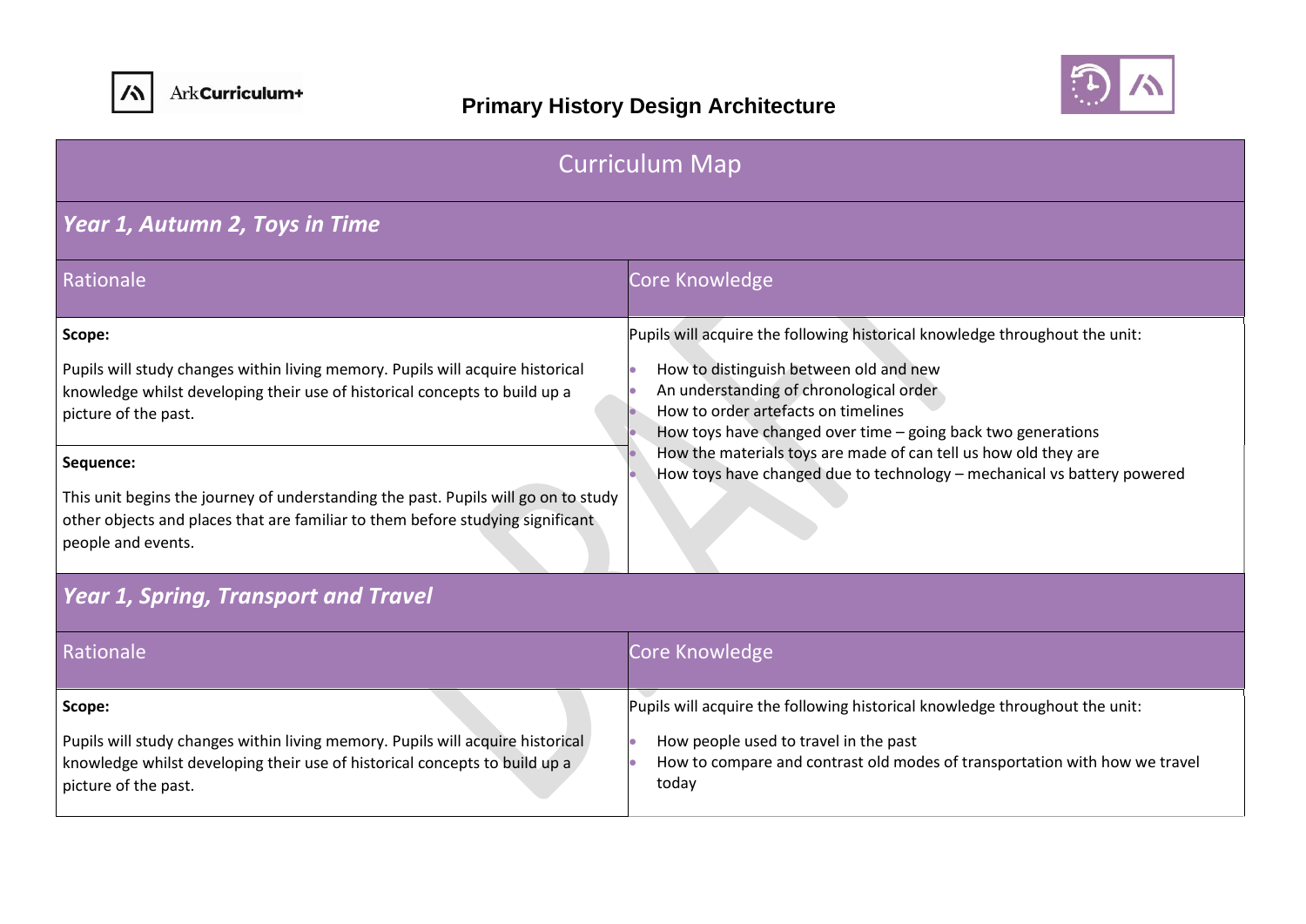# Primary History Design Architecture

## Curriculum Map

### *Year 1, Autumn 2, Toys in Time*

| Rationale | Core Knowledge |
| --- | --- |
| **Scope:**<br><br>Pupils will study changes within living memory. Pupils will acquire historical knowledge whilst developing their use of historical concepts to build up a picture of the past.<br><br>**Sequence:**<br><br>This unit begins the journey of understanding the past. Pupils will go on to study other objects and places that are familiar to them before studying significant people and events. | Pupils will acquire the following historical knowledge throughout the unit:<br><br>• How to distinguish between old and new<br>• An understanding of chronological order<br>• How to order artefacts on timelines<br>• How toys have changed over time – going back two generations<br>• How the materials toys are made of can tell us how old they are<br>• How toys have changed due to technology – mechanical vs battery powered |

### *Year 1, Spring, Transport and Travel*

| Rationale | Core Knowledge |
| --- | --- |
| **Scope:**<br><br>Pupils will study changes within living memory. Pupils will acquire historical knowledge whilst developing their use of historical concepts to build up a picture of the past. | Pupils will acquire the following historical knowledge throughout the unit:<br><br>• How people used to travel in the past<br>• How to compare and contrast old modes of transportation with how we travel today |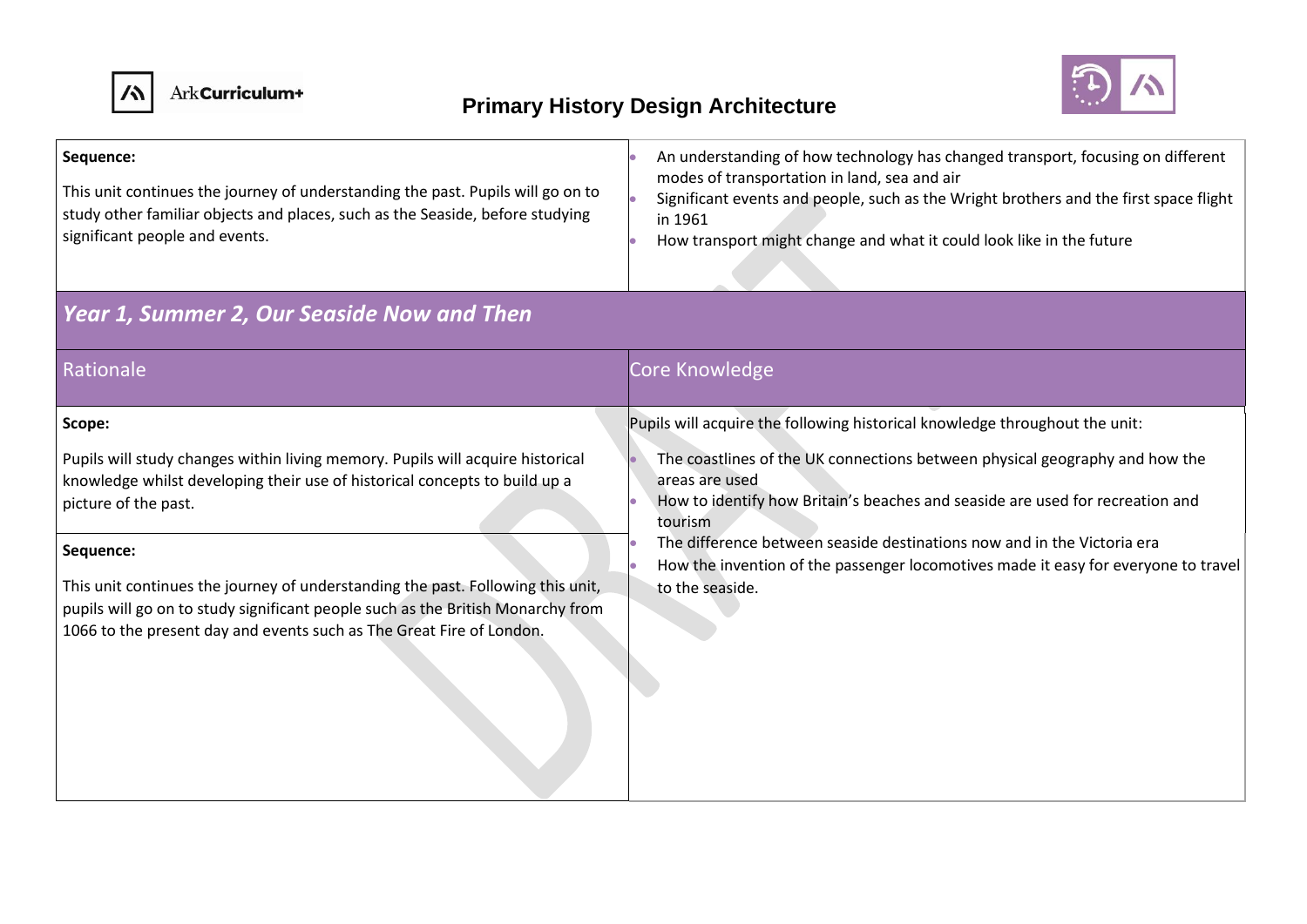| **Sequence:**<br><br>This unit continues the journey of understanding the past. Pupils will go on to study other familiar objects and places, such as the Seaside, before studying significant people and events. | • An understanding of how technology has changed transport, focusing on different modes of transportation in land, sea and air<br>• Significant events and people, such as the Wright brothers and the first space flight in 1961<br>• How transport might change and what it could look like in the future |
|---|---|

## *Year 1, Summer 2, Our Seaside Now and Then*

| Rationale | Core Knowledge |
|---|---|
| **Scope:**<br><br>Pupils will study changes within living memory. Pupils will acquire historical knowledge whilst developing their use of historical concepts to build up a picture of the past.<br><br>**Sequence:**<br><br>This unit continues the journey of understanding the past. Following this unit, pupils will go on to study significant people such as the British Monarchy from 1066 to the present day and events such as The Great Fire of London. | Pupils will acquire the following historical knowledge throughout the unit:<br><br>• The coastlines of the UK connections between physical geography and how the areas are used<br>• How to identify how Britain's beaches and seaside are used for recreation and tourism<br>• The difference between seaside destinations now and in the Victoria era<br>• How the invention of the passenger locomotives made it easy for everyone to travel to the seaside. |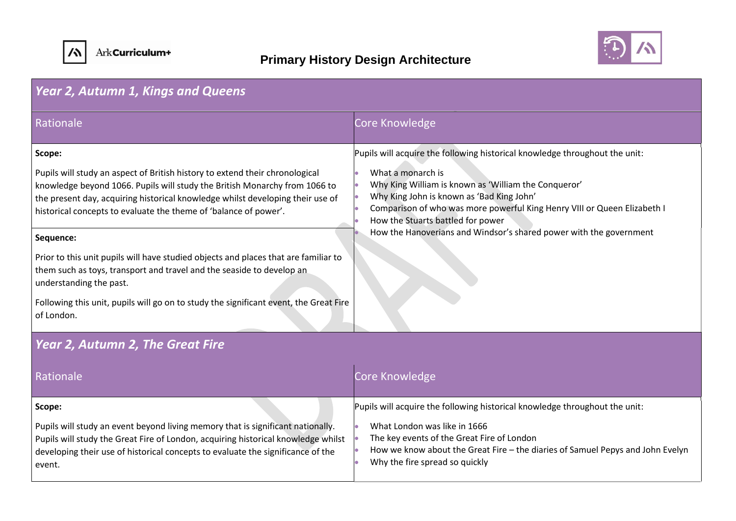# Primary History Design Architecture

## Year 2, Autumn 1, Kings and Queens

| Rationale | Core Knowledge |
| --- | --- |
| **Scope:**<br><br>Pupils will study an aspect of British history to extend their chronological knowledge beyond 1066. Pupils will study the British Monarchy from 1066 to the present day, acquiring historical knowledge whilst developing their use of historical concepts to evaluate the theme of 'balance of power'.<br><br>**Sequence:**<br><br>Prior to this unit pupils will have studied objects and places that are familiar to them such as toys, transport and travel and the seaside to develop an understanding the past.<br><br>Following this unit, pupils will go on to study the significant event, the Great Fire of London. | Pupils will acquire the following historical knowledge throughout the unit:<br><br>• What a monarch is<br>• Why King William is known as 'William the Conqueror'<br>• Why King John is known as 'Bad King John'<br>• Comparison of who was more powerful King Henry VIII or Queen Elizabeth I<br>• How the Stuarts battled for power<br>• How the Hanoverians and Windsor's shared power with the government |

## Year 2, Autumn 2, The Great Fire

| Rationale | Core Knowledge |
| --- | --- |
| **Scope:**<br><br>Pupils will study an event beyond living memory that is significant nationally. Pupils will study the Great Fire of London, acquiring historical knowledge whilst developing their use of historical concepts to evaluate the significance of the event. | Pupils will acquire the following historical knowledge throughout the unit:<br><br>• What London was like in 1666<br>• The key events of the Great Fire of London<br>• How we know about the Great Fire – the diaries of Samuel Pepys and John Evelyn<br>• Why the fire spread so quickly |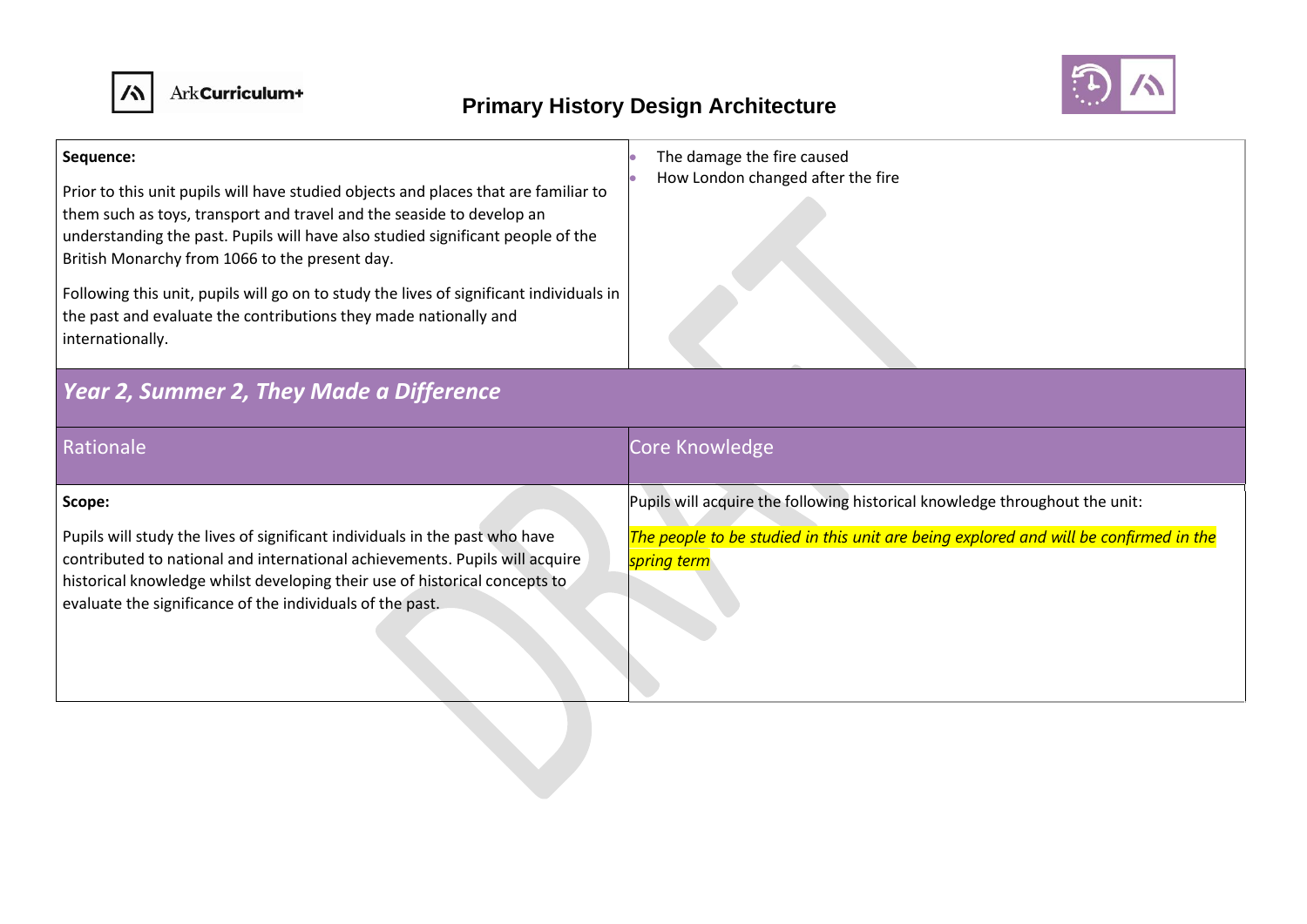| **Sequence:** | |
|---|---|
| Prior to this unit pupils will have studied objects and places that are familiar to them such as toys, transport and travel and the seaside to develop an understanding the past. Pupils will have also studied significant people of the British Monarchy from 1066 to the present day.<br><br>Following this unit, pupils will go on to study the lives of significant individuals in the past and evaluate the contributions they made nationally and internationally. | • The damage the fire caused<br>• How London changed after the fire |

## *Year 2, Summer 2, They Made a Difference*

| Rationale | Core Knowledge |
|---|---|
| **Scope:**<br><br>Pupils will study the lives of significant individuals in the past who have contributed to national and international achievements. Pupils will acquire historical knowledge whilst developing their use of historical concepts to evaluate the significance of the individuals of the past. | Pupils will acquire the following historical knowledge throughout the unit:<br><br>*The people to be studied in this unit are being explored and will be confirmed in the spring term* |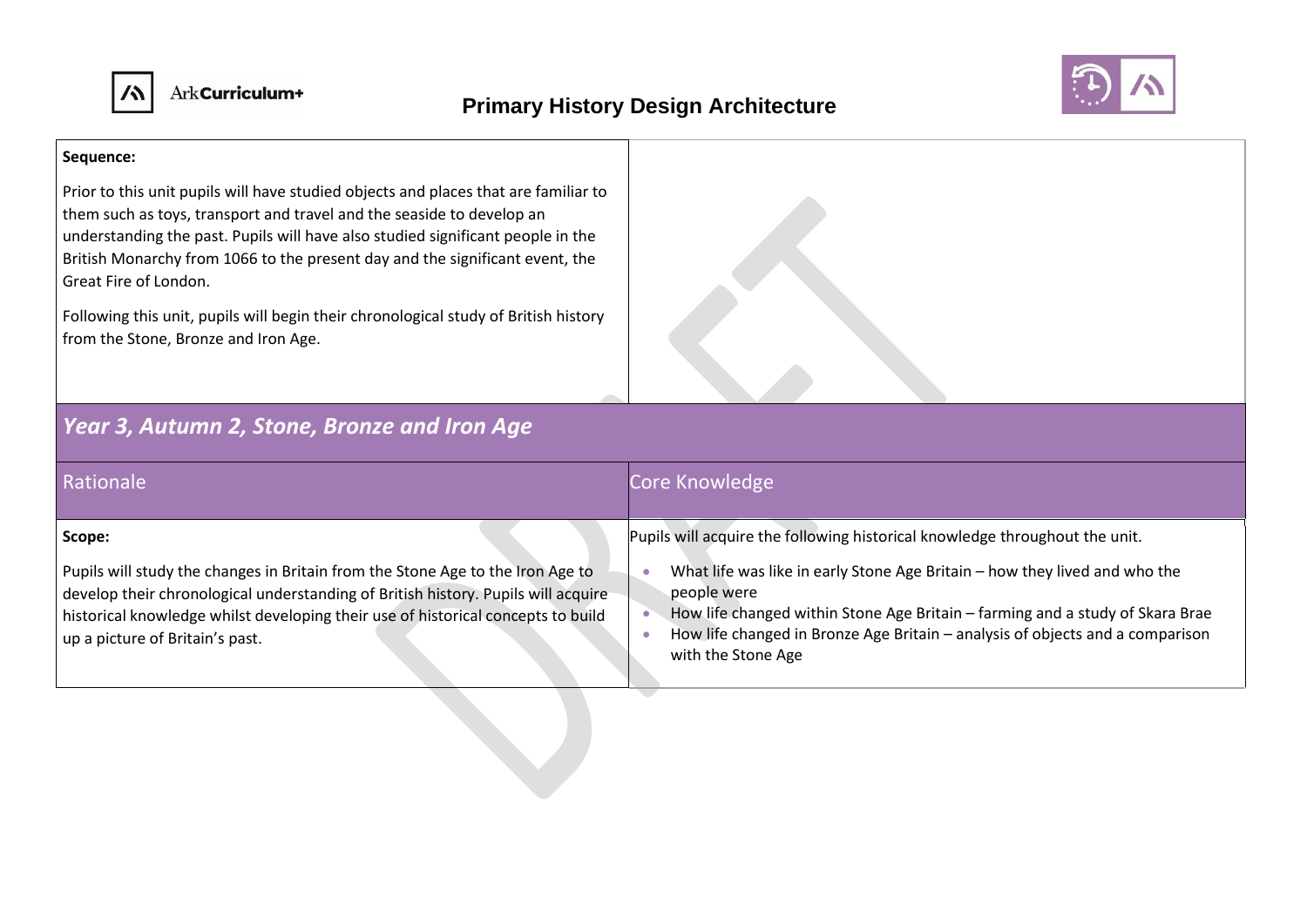# Primary History Design Architecture

**Sequence:**

Prior to this unit pupils will have studied objects and places that are familiar to them such as toys, transport and travel and the seaside to develop an understanding the past. Pupils will have also studied significant people in the British Monarchy from 1066 to the present day and the significant event, the Great Fire of London.

Following this unit, pupils will begin their chronological study of British history from the Stone, Bronze and Iron Age.

## *Year 3, Autumn 2, Stone, Bronze and Iron Age*

| Rationale | Core Knowledge |
| --- | --- |
| **Scope:**<br><br>Pupils will study the changes in Britain from the Stone Age to the Iron Age to develop their chronological understanding of British history. Pupils will acquire historical knowledge whilst developing their use of historical concepts to build up a picture of Britain's past. | Pupils will acquire the following historical knowledge throughout the unit.<br><br>• What life was like in early Stone Age Britain – how they lived and who the people were<br>• How life changed within Stone Age Britain – farming and a study of Skara Brae<br>• How life changed in Bronze Age Britain – analysis of objects and a comparison with the Stone Age |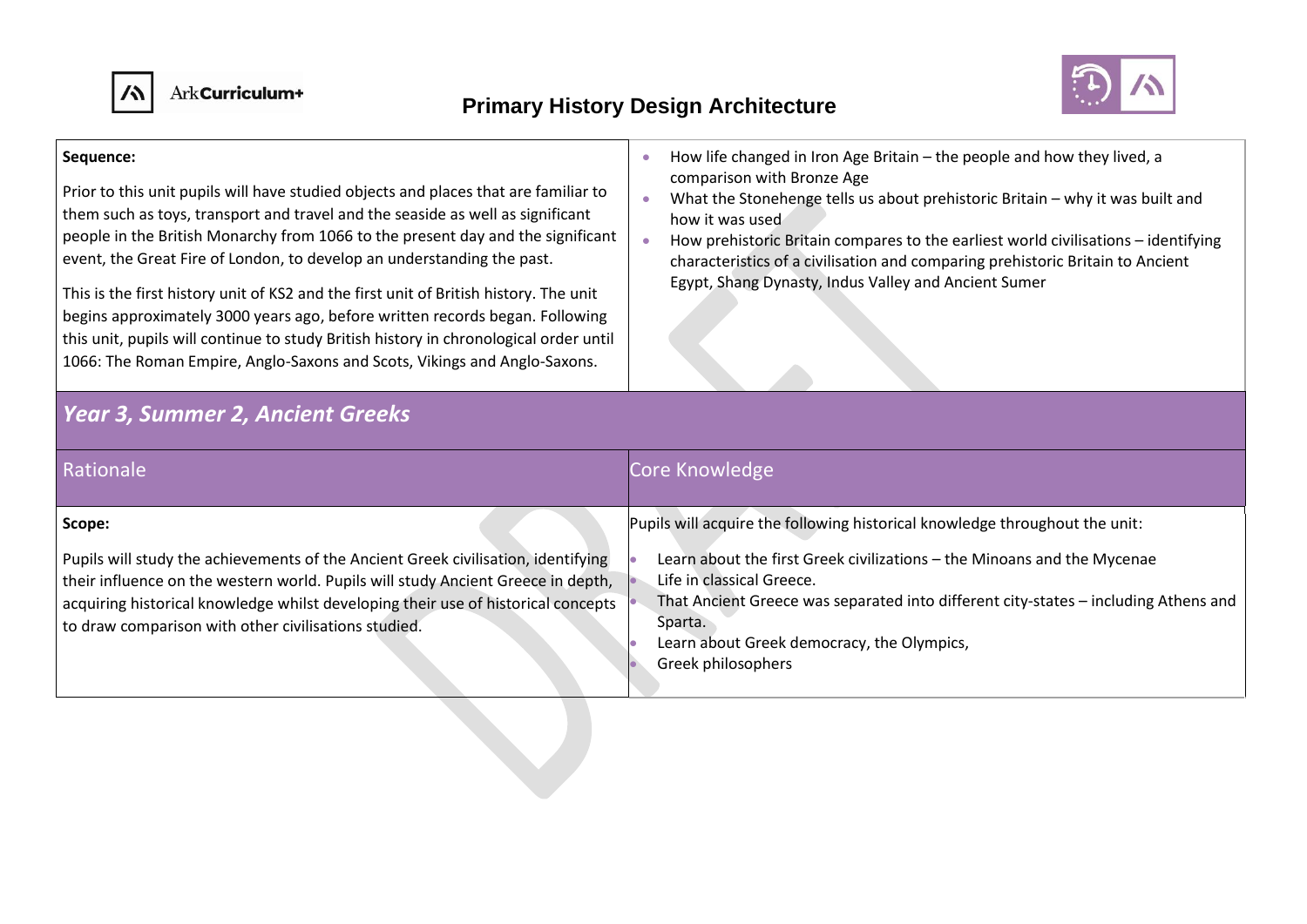# Primary History Design Architecture

| | |
|---|---|
| **Sequence:**<br><br>Prior to this unit pupils will have studied objects and places that are familiar to them such as toys, transport and travel and the seaside as well as significant people in the British Monarchy from 1066 to the present day and the significant event, the Great Fire of London, to develop an understanding the past.<br><br>This is the first history unit of KS2 and the first unit of British history. The unit begins approximately 3000 years ago, before written records began. Following this unit, pupils will continue to study British history in chronological order until 1066: The Roman Empire, Anglo-Saxons and Scots, Vikings and Anglo-Saxons. | • How life changed in Iron Age Britain – the people and how they lived, a comparison with Bronze Age<br>• What the Stonehenge tells us about prehistoric Britain – why it was built and how it was used<br>• How prehistoric Britain compares to the earliest world civilisations – identifying characteristics of a civilisation and comparing prehistoric Britain to Ancient Egypt, Shang Dynasty, Indus Valley and Ancient Sumer |

## *Year 3, Summer 2, Ancient Greeks*

| Rationale | Core Knowledge |
|---|---|
| **Scope:**<br><br>Pupils will study the achievements of the Ancient Greek civilisation, identifying their influence on the western world. Pupils will study Ancient Greece in depth, acquiring historical knowledge whilst developing their use of historical concepts to draw comparison with other civilisations studied. | Pupils will acquire the following historical knowledge throughout the unit:<br><br>• Learn about the first Greek civilizations – the Minoans and the Mycenae<br>• Life in classical Greece.<br>• That Ancient Greece was separated into different city-states – including Athens and Sparta.<br>• Learn about Greek democracy, the Olympics,<br>• Greek philosophers |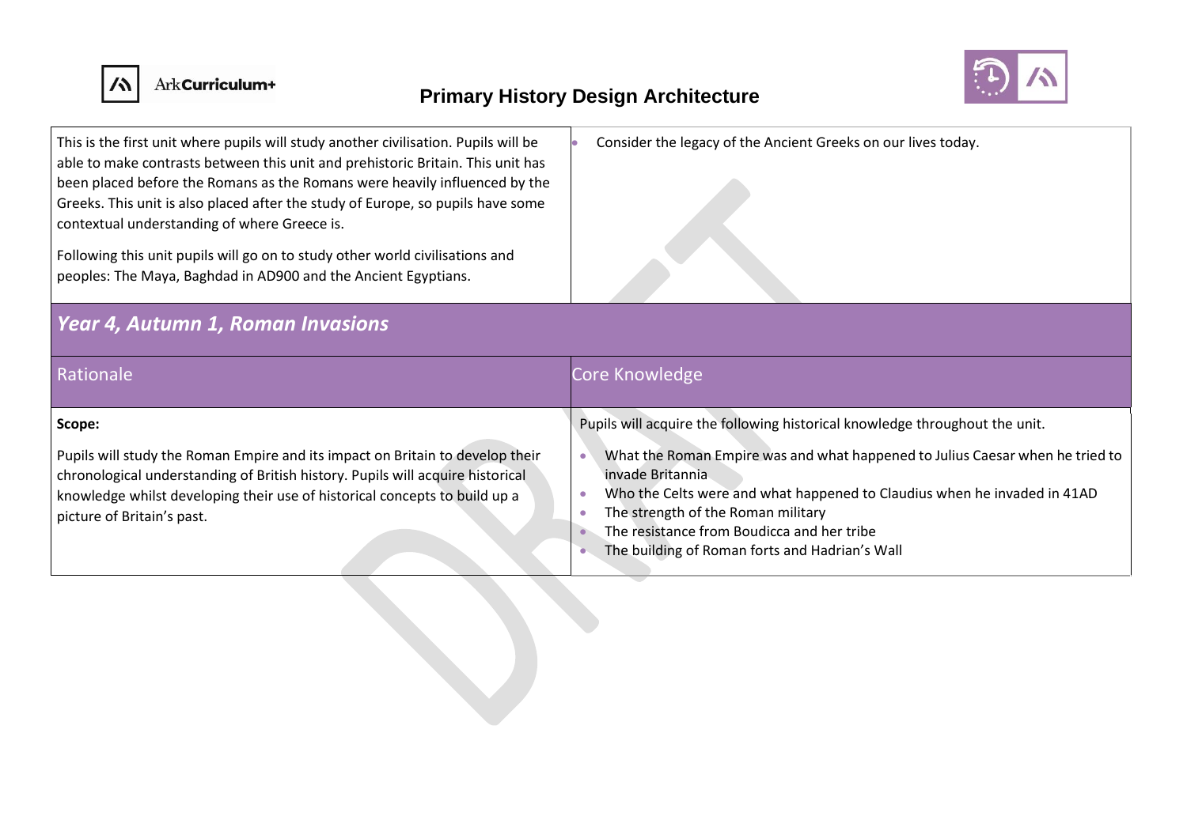| | |
|---|---|
| This is the first unit where pupils will study another civilisation. Pupils will be able to make contrasts between this unit and prehistoric Britain. This unit has been placed before the Romans as the Romans were heavily influenced by the Greeks. This unit is also placed after the study of Europe, so pupils have some contextual understanding of where Greece is.<br><br>Following this unit pupils will go on to study other world civilisations and peoples: The Maya, Baghdad in AD900 and the Ancient Egyptians. | • Consider the legacy of the Ancient Greeks on our lives today. |

## *Year 4, Autumn 1, Roman Invasions*

| Rationale | Core Knowledge |
|---|---|
| **Scope:**<br><br>Pupils will study the Roman Empire and its impact on Britain to develop their chronological understanding of British history. Pupils will acquire historical knowledge whilst developing their use of historical concepts to build up a picture of Britain's past. | Pupils will acquire the following historical knowledge throughout the unit.<br><br>• What the Roman Empire was and what happened to Julius Caesar when he tried to invade Britannia<br>• Who the Celts were and what happened to Claudius when he invaded in 41AD<br>• The strength of the Roman military<br>• The resistance from Boudicca and her tribe<br>• The building of Roman forts and Hadrian's Wall |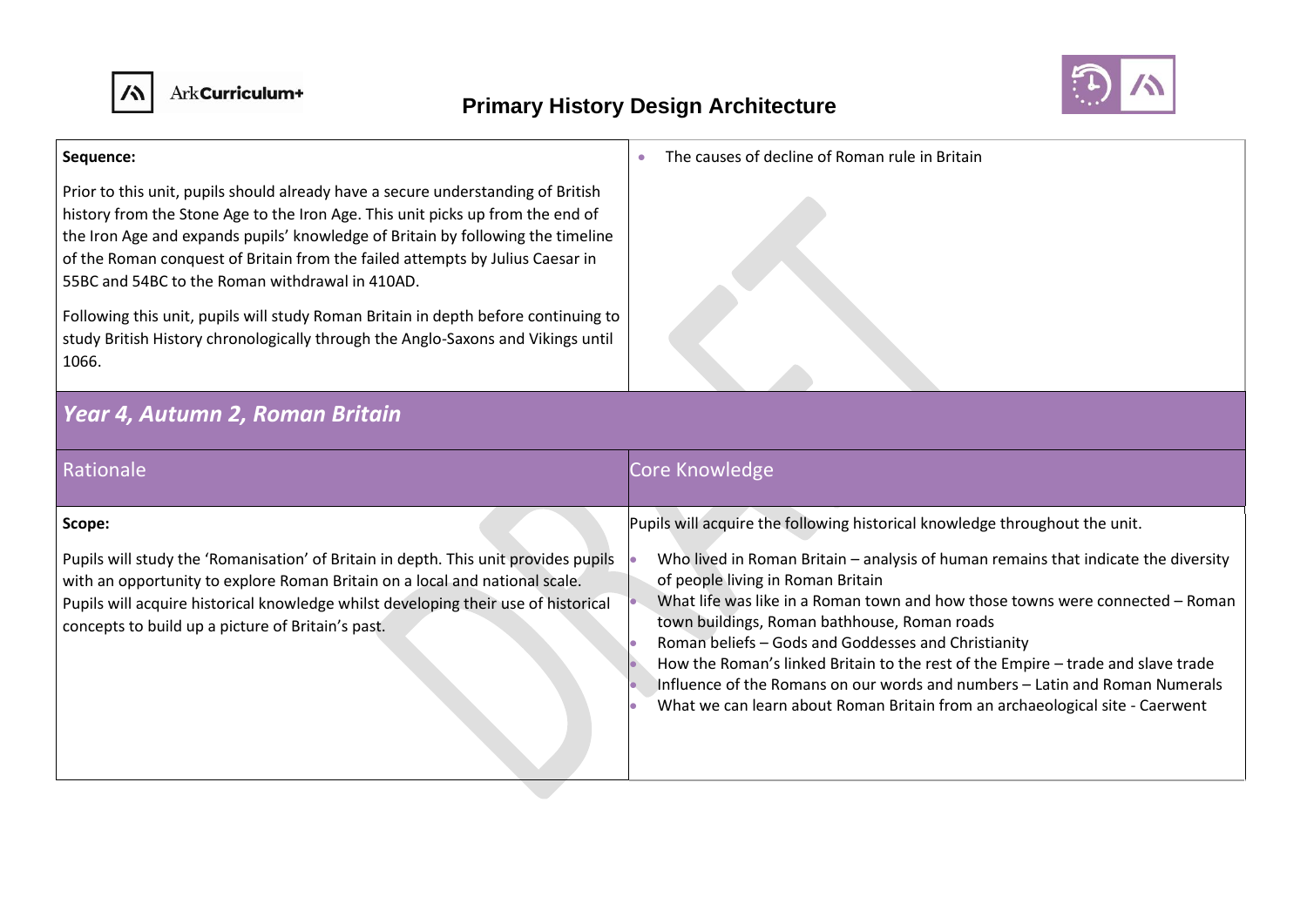**Sequence:**

Prior to this unit, pupils should already have a secure understanding of British history from the Stone Age to the Iron Age. This unit picks up from the end of the Iron Age and expands pupils' knowledge of Britain by following the timeline of the Roman conquest of Britain from the failed attempts by Julius Caesar in 55BC and 54BC to the Roman withdrawal in 410AD.

Following this unit, pupils will study Roman Britain in depth before continuing to study British History chronologically through the Anglo-Saxons and Vikings until 1066.

- The causes of decline of Roman rule in Britain

## *Year 4, Autumn 2, Roman Britain*

| Rationale | Core Knowledge |
|---|---|
| **Scope:**<br><br>Pupils will study the 'Romanisation' of Britain in depth. This unit provides pupils with an opportunity to explore Roman Britain on a local and national scale. Pupils will acquire historical knowledge whilst developing their use of historical concepts to build up a picture of Britain's past. | Pupils will acquire the following historical knowledge throughout the unit.<br><br>• Who lived in Roman Britain – analysis of human remains that indicate the diversity of people living in Roman Britain<br>• What life was like in a Roman town and how those towns were connected – Roman town buildings, Roman bathhouse, Roman roads<br>• Roman beliefs – Gods and Goddesses and Christianity<br>• How the Roman's linked Britain to the rest of the Empire – trade and slave trade<br>• Influence of the Romans on our words and numbers – Latin and Roman Numerals<br>• What we can learn about Roman Britain from an archaeological site - Caerwent |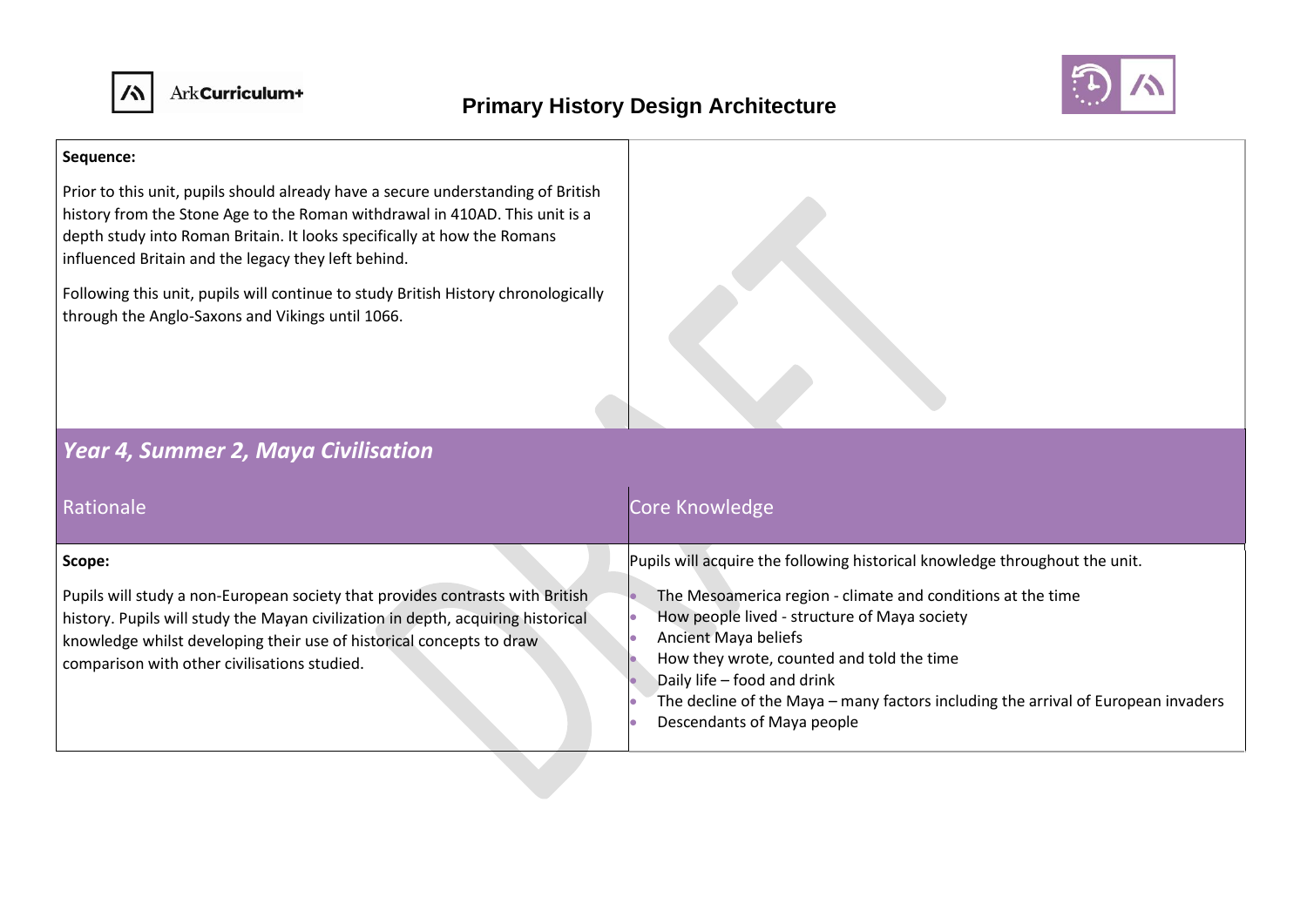# Primary History Design Architecture

**Sequence:**

Prior to this unit, pupils should already have a secure understanding of British history from the Stone Age to the Roman withdrawal in 410AD. This unit is a depth study into Roman Britain. It looks specifically at how the Romans influenced Britain and the legacy they left behind.

Following this unit, pupils will continue to study British History chronologically through the Anglo-Saxons and Vikings until 1066.

## *Year 4, Summer 2, Maya Civilisation*

### Rationale

**Scope:**

Pupils will study a non-European society that provides contrasts with British history. Pupils will study the Mayan civilization in depth, acquiring historical knowledge whilst developing their use of historical concepts to draw comparison with other civilisations studied.

### Core Knowledge

Pupils will acquire the following historical knowledge throughout the unit.

- The Mesoamerica region - climate and conditions at the time
- How people lived - structure of Maya society
- Ancient Maya beliefs
- How they wrote, counted and told the time
- Daily life – food and drink
- The decline of the Maya – many factors including the arrival of European invaders
- Descendants of Maya people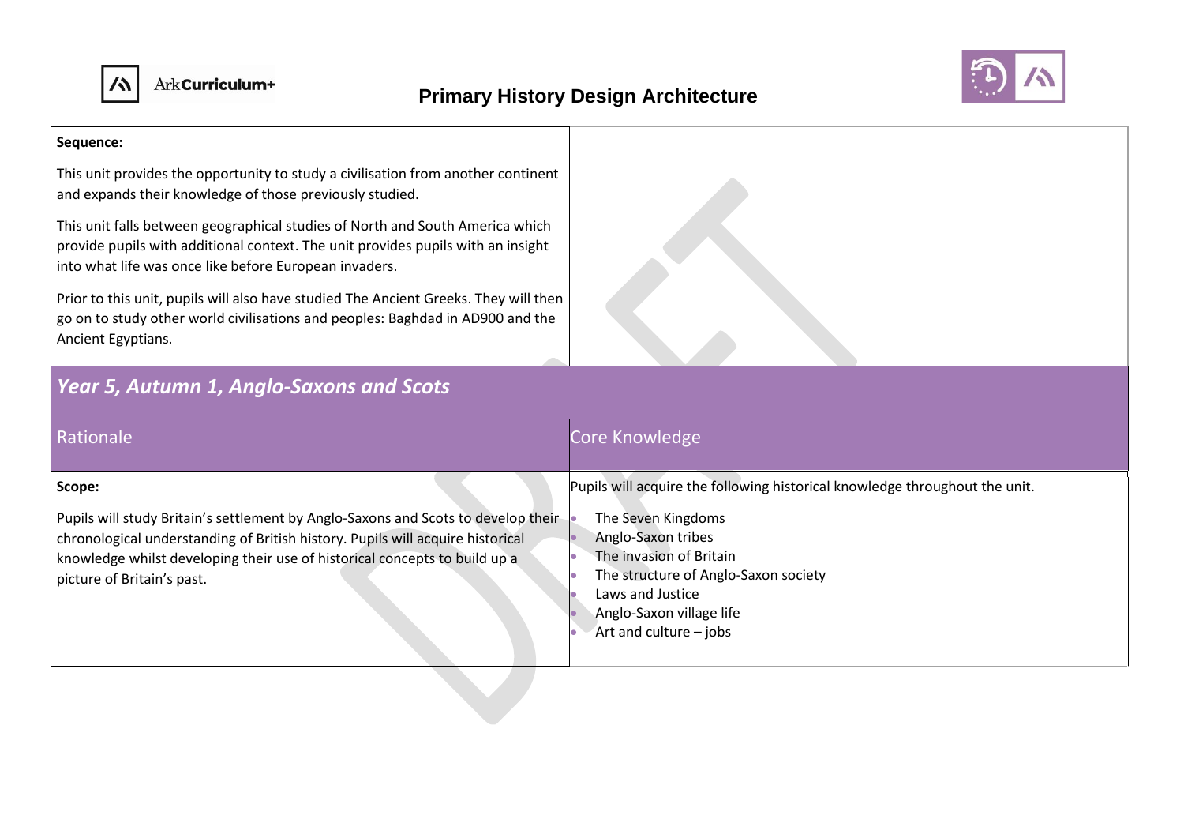**Sequence:**

This unit provides the opportunity to study a civilisation from another continent and expands their knowledge of those previously studied.

This unit falls between geographical studies of North and South America which provide pupils with additional context. The unit provides pupils with an insight into what life was once like before European invaders.

Prior to this unit, pupils will also have studied The Ancient Greeks. They will then go on to study other world civilisations and peoples: Baghdad in AD900 and the Ancient Egyptians.

## *Year 5, Autumn 1, Anglo-Saxons and Scots*

| Rationale | Core Knowledge |
| --- | --- |
| **Scope:**<br><br>Pupils will study Britain's settlement by Anglo-Saxons and Scots to develop their chronological understanding of British history. Pupils will acquire historical knowledge whilst developing their use of historical concepts to build up a picture of Britain's past. | Pupils will acquire the following historical knowledge throughout the unit.<br><br>• The Seven Kingdoms<br>• Anglo-Saxon tribes<br>• The invasion of Britain<br>• The structure of Anglo-Saxon society<br>• Laws and Justice<br>• Anglo-Saxon village life<br>• Art and culture – jobs |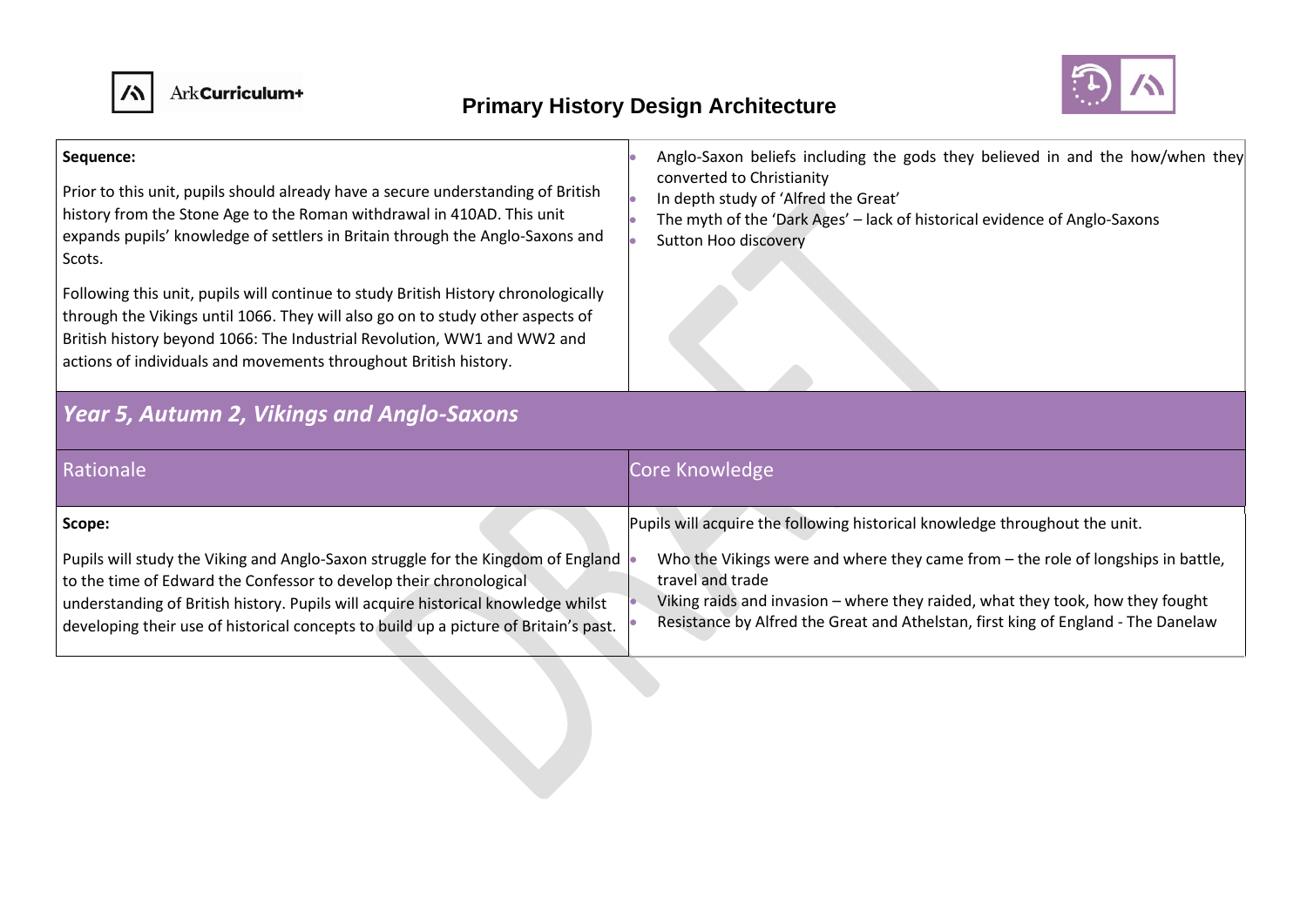# Primary History Design Architecture

| Sequence: | |
|---|---|
| **Sequence:**<br><br>Prior to this unit, pupils should already have a secure understanding of British history from the Stone Age to the Roman withdrawal in 410AD. This unit expands pupils' knowledge of settlers in Britain through the Anglo-Saxons and Scots.<br><br>Following this unit, pupils will continue to study British History chronologically through the Vikings until 1066. They will also go on to study other aspects of British history beyond 1066: The Industrial Revolution, WW1 and WW2 and actions of individuals and movements throughout British history. | • Anglo-Saxon beliefs including the gods they believed in and the how/when they converted to Christianity<br>• In depth study of 'Alfred the Great'<br>• The myth of the 'Dark Ages' – lack of historical evidence of Anglo-Saxons<br>• Sutton Hoo discovery |

## *Year 5, Autumn 2, Vikings and Anglo-Saxons*

| Rationale | Core Knowledge |
|---|---|
| **Scope:**<br><br>Pupils will study the Viking and Anglo-Saxon struggle for the Kingdom of England to the time of Edward the Confessor to develop their chronological understanding of British history. Pupils will acquire historical knowledge whilst developing their use of historical concepts to build up a picture of Britain's past. | Pupils will acquire the following historical knowledge throughout the unit.<br><br>• Who the Vikings were and where they came from – the role of longships in battle, travel and trade<br>• Viking raids and invasion – where they raided, what they took, how they fought<br>• Resistance by Alfred the Great and Athelstan, first king of England - The Danelaw |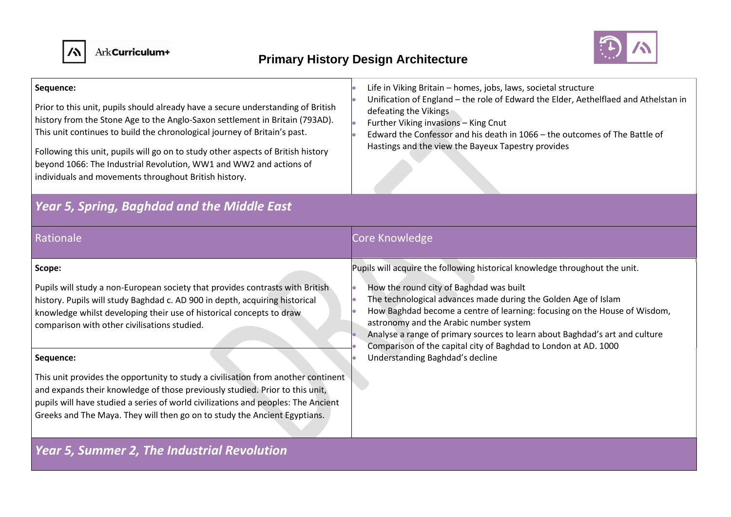**Sequence:**

Prior to this unit, pupils should already have a secure understanding of British history from the Stone Age to the Anglo-Saxon settlement in Britain (793AD). This unit continues to build the chronological journey of Britain's past.

Following this unit, pupils will go on to study other aspects of British history beyond 1066: The Industrial Revolution, WW1 and WW2 and actions of individuals and movements throughout British history.

- Life in Viking Britain – homes, jobs, laws, societal structure
- Unification of England – the role of Edward the Elder, Aethelflaed and Athelstan in defeating the Vikings
- Further Viking invasions – King Cnut
- Edward the Confessor and his death in 1066 – the outcomes of The Battle of Hastings and the view the Bayeux Tapestry provides

## *Year 5, Spring, Baghdad and the Middle East*

### Rationale

**Scope:**

Pupils will study a non-European society that provides contrasts with British history. Pupils will study Baghdad c. AD 900 in depth, acquiring historical knowledge whilst developing their use of historical concepts to draw comparison with other civilisations studied.

**Sequence:**

This unit provides the opportunity to study a civilisation from another continent and expands their knowledge of those previously studied. Prior to this unit, pupils will have studied a series of world civilizations and peoples: The Ancient Greeks and The Maya. They will then go on to study the Ancient Egyptians.

### Core Knowledge

Pupils will acquire the following historical knowledge throughout the unit.

- How the round city of Baghdad was built
- The technological advances made during the Golden Age of Islam
- How Baghdad become a centre of learning: focusing on the House of Wisdom, astronomy and the Arabic number system
- Analyse a range of primary sources to learn about Baghdad's art and culture
- Comparison of the capital city of Baghdad to London at AD. 1000
- Understanding Baghdad's decline

## *Year 5, Summer 2, The Industrial Revolution*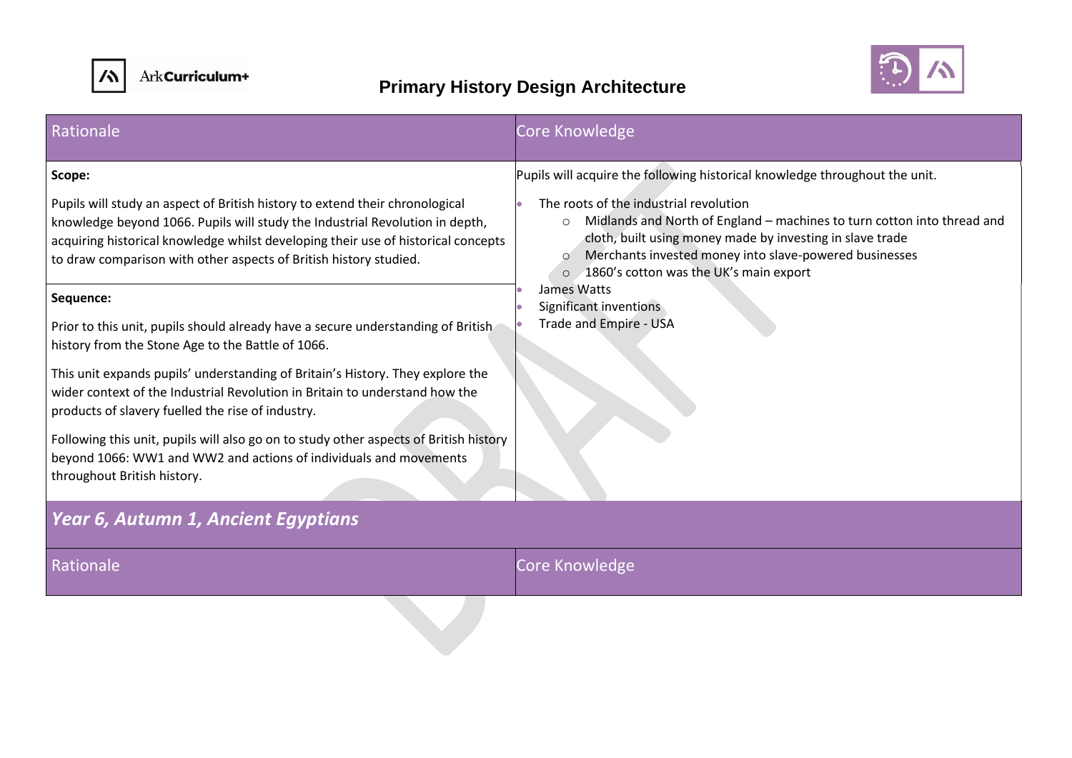# Primary History Design Architecture

| Rationale | Core Knowledge |
|---|---|
| **Scope:**<br><br>Pupils will study an aspect of British history to extend their chronological knowledge beyond 1066. Pupils will study the Industrial Revolution in depth, acquiring historical knowledge whilst developing their use of historical concepts to draw comparison with other aspects of British history studied. | Pupils will acquire the following historical knowledge throughout the unit.<br><br>• The roots of the industrial revolution<br>&nbsp;&nbsp;&nbsp;&nbsp;○ Midlands and North of England – machines to turn cotton into thread and cloth, built using money made by investing in slave trade<br>&nbsp;&nbsp;&nbsp;&nbsp;○ Merchants invested money into slave-powered businesses<br>&nbsp;&nbsp;&nbsp;&nbsp;○ 1860's cotton was the UK's main export<br>• James Watts<br>• Significant inventions<br>• Trade and Empire - USA |
| **Sequence:**<br><br>Prior to this unit, pupils should already have a secure understanding of British history from the Stone Age to the Battle of 1066.<br><br>This unit expands pupils' understanding of Britain's History. They explore the wider context of the Industrial Revolution in Britain to understand how the products of slavery fuelled the rise of industry.<br><br>Following this unit, pupils will also go on to study other aspects of British history beyond 1066: WW1 and WW2 and actions of individuals and movements throughout British history. | |

## *Year 6, Autumn 1, Ancient Egyptians*

| Rationale | Core Knowledge |
|---|---|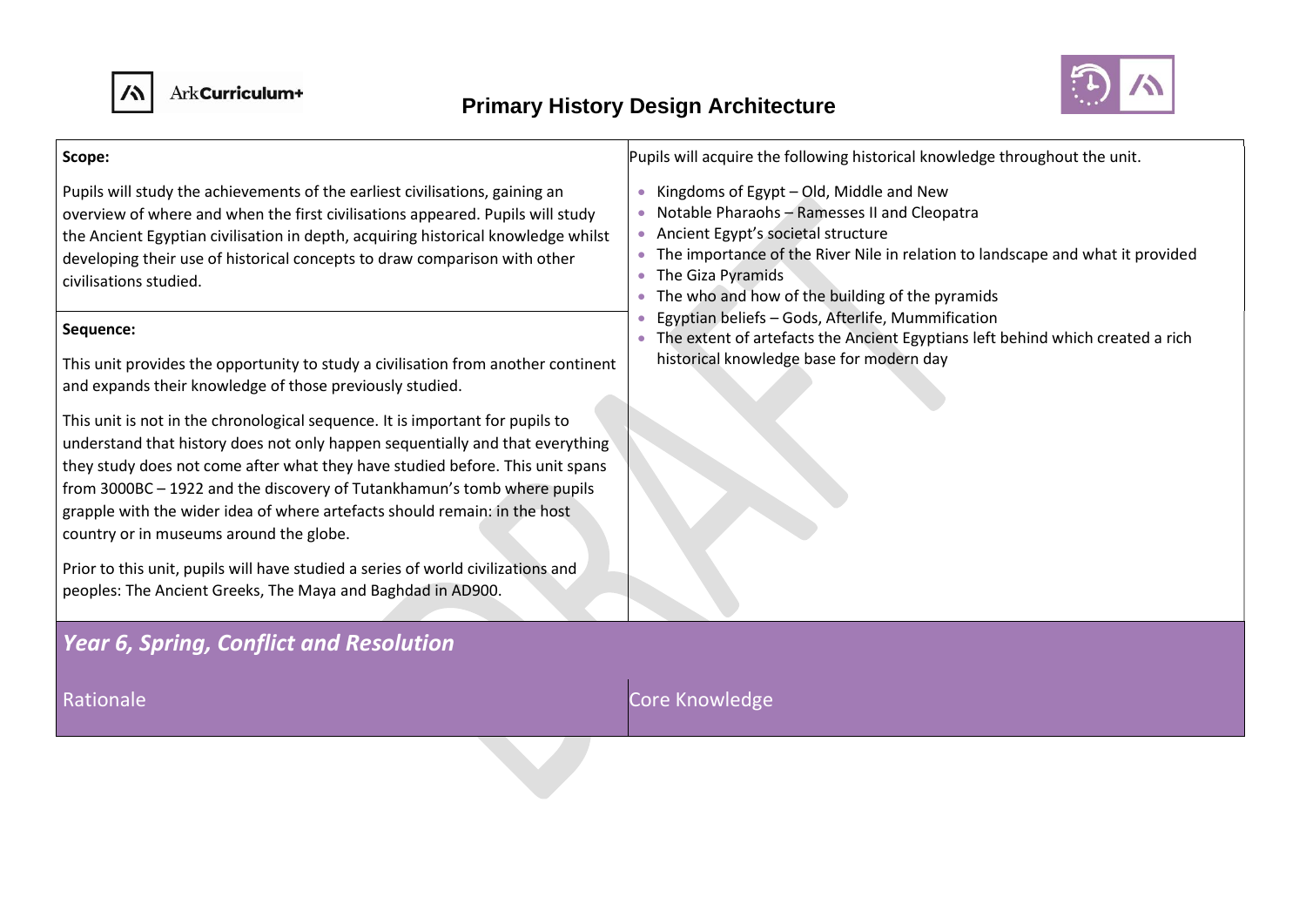# Primary History Design Architecture

| **Scope:**<br><br>Pupils will study the achievements of the earliest civilisations, gaining an overview of where and when the first civilisations appeared. Pupils will study the Ancient Egyptian civilisation in depth, acquiring historical knowledge whilst developing their use of historical concepts to draw comparison with other civilisations studied.<br><br>**Sequence:**<br><br>This unit provides the opportunity to study a civilisation from another continent and expands their knowledge of those previously studied.<br><br>This unit is not in the chronological sequence. It is important for pupils to understand that history does not only happen sequentially and that everything they study does not come after what they have studied before. This unit spans from 3000BC – 1922 and the discovery of Tutankhamun's tomb where pupils grapple with the wider idea of where artefacts should remain: in the host country or in museums around the globe.<br><br>Prior to this unit, pupils will have studied a series of world civilizations and peoples: The Ancient Greeks, The Maya and Baghdad in AD900. | Pupils will acquire the following historical knowledge throughout the unit.<br><br>• Kingdoms of Egypt – Old, Middle and New<br>• Notable Pharaohs – Ramesses II and Cleopatra<br>• Ancient Egypt's societal structure<br>• The importance of the River Nile in relation to landscape and what it provided<br>• The Giza Pyramids<br>• The who and how of the building of the pyramids<br>• Egyptian beliefs – Gods, Afterlife, Mummification<br>• The extent of artefacts the Ancient Egyptians left behind which created a rich historical knowledge base for modern day |
|---|---|
| ***Year 6, Spring, Conflict and Resolution*** | |
| Rationale | Core Knowledge |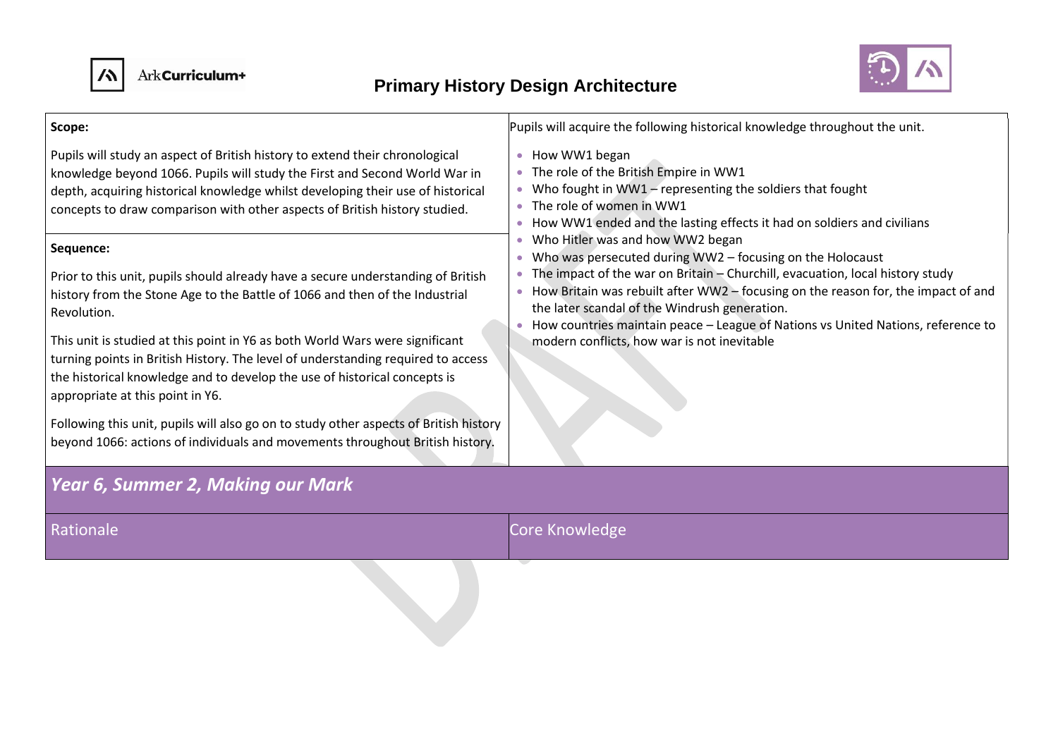# Primary History Design Architecture

**Scope:**

Pupils will study an aspect of British history to extend their chronological knowledge beyond 1066. Pupils will study the First and Second World War in depth, acquiring historical knowledge whilst developing their use of historical concepts to draw comparison with other aspects of British history studied.

**Sequence:**

Prior to this unit, pupils should already have a secure understanding of British history from the Stone Age to the Battle of 1066 and then of the Industrial Revolution.

This unit is studied at this point in Y6 as both World Wars were significant turning points in British History. The level of understanding required to access the historical knowledge and to develop the use of historical concepts is appropriate at this point in Y6.

Following this unit, pupils will also go on to study other aspects of British history beyond 1066: actions of individuals and movements throughout British history.

Pupils will acquire the following historical knowledge throughout the unit.

- How WW1 began
- The role of the British Empire in WW1
- Who fought in WW1 – representing the soldiers that fought
- The role of women in WW1
- How WW1 ended and the lasting effects it had on soldiers and civilians
- Who Hitler was and how WW2 began
- Who was persecuted during WW2 – focusing on the Holocaust
- The impact of the war on Britain – Churchill, evacuation, local history study
- How Britain was rebuilt after WW2 – focusing on the reason for, the impact of and the later scandal of the Windrush generation.
- How countries maintain peace – League of Nations vs United Nations, reference to modern conflicts, how war is not inevitable

## *Year 6, Summer 2, Making our Mark*

| Rationale | Core Knowledge |
|---|---|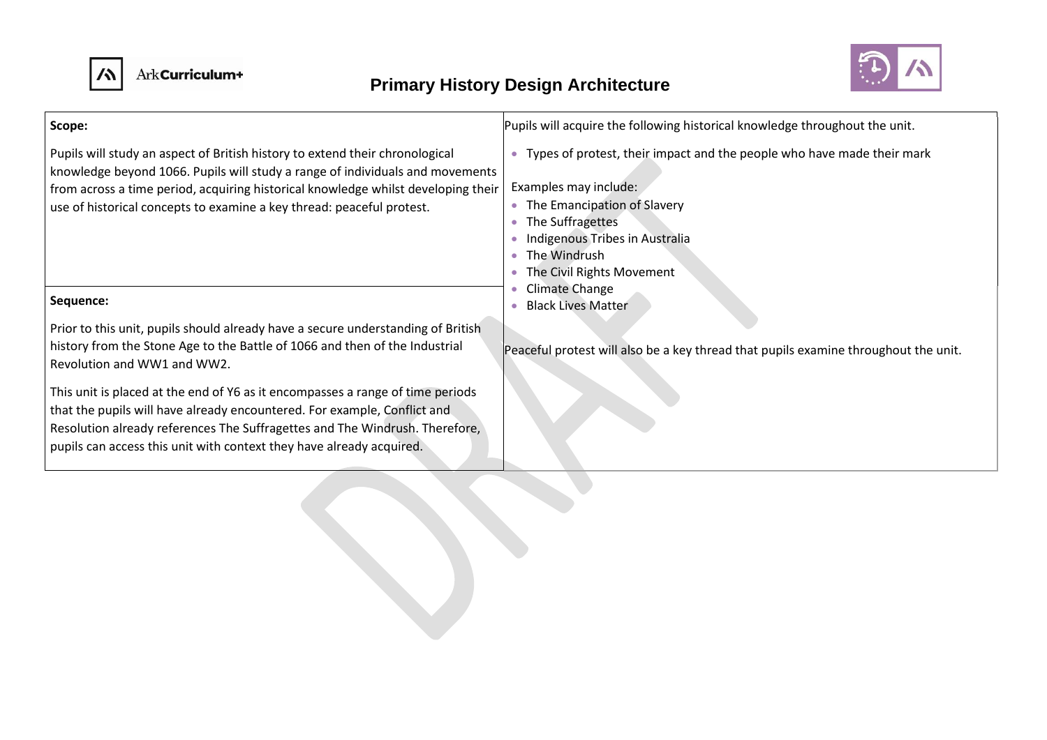# Primary History Design Architecture

| Scope: | Pupils will acquire the following historical knowledge throughout the unit. |
| --- | --- |
| Pupils will study an aspect of British history to extend their chronological knowledge beyond 1066. Pupils will study a range of individuals and movements from across a time period, acquiring historical knowledge whilst developing their use of historical concepts to examine a key thread: peaceful protest. | • Types of protest, their impact and the people who have made their mark<br><br>Examples may include:<br>• The Emancipation of Slavery<br>• The Suffragettes<br>• Indigenous Tribes in Australia<br>• The Windrush<br>• The Civil Rights Movement<br>• Climate Change<br>• Black Lives Matter<br><br>Peaceful protest will also be a key thread that pupils examine throughout the unit. |
| **Sequence:**<br><br>Prior to this unit, pupils should already have a secure understanding of British history from the Stone Age to the Battle of 1066 and then of the Industrial Revolution and WW1 and WW2.<br><br>This unit is placed at the end of Y6 as it encompasses a range of time periods that the pupils will have already encountered. For example, Conflict and Resolution already references The Suffragettes and The Windrush. Therefore, pupils can access this unit with context they have already acquired. | |